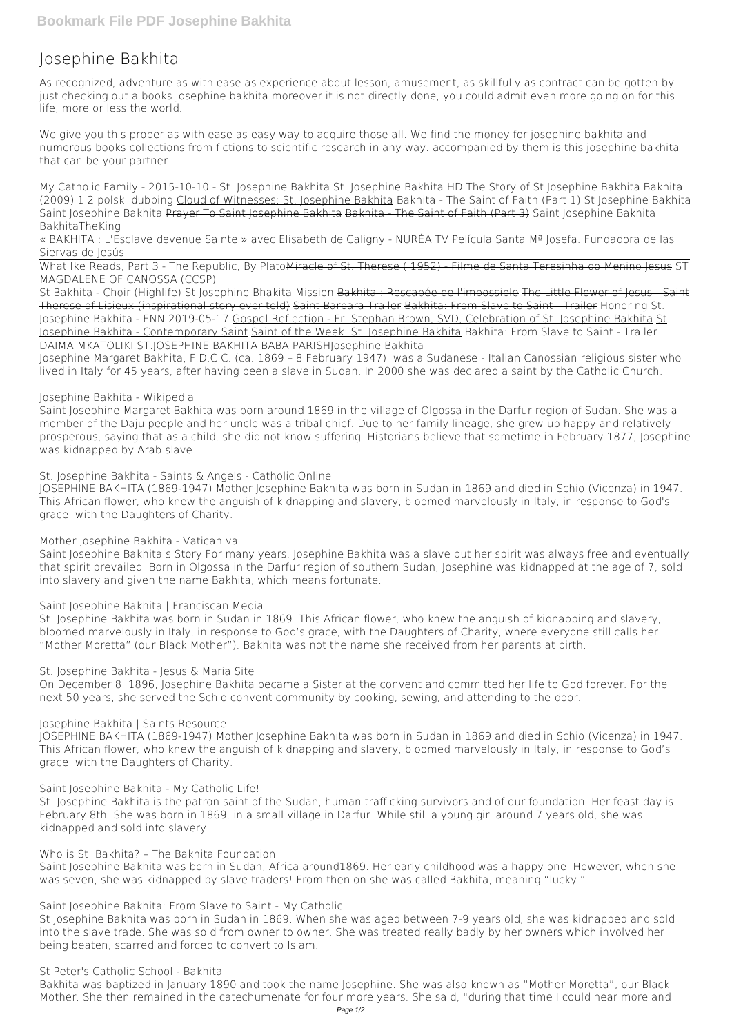# Josephine Bakhita

As recognized, adventure as with ease as experience about lesson, amusement, as skillfully as contract can be gotten by just checking out a books josephine bakhita moreover it is not directly done, you could admit even more going on for this life, more or less the world.

We give you this proper as with ease as easy way to acquire those all. We find the money for josephine bakhita and numerous books collections from fictions to scientific research in any way. accompanied by them is this josephine bakhita that can be your partner.

My Catholic Family - 2015-10-10 - St. Josephine Bakhita St. Josephine Bakhita HD The Story of St Josephine Bakhita ~~Bakhita (2009) 1 2 polski dubbing~~ Cloud of Witnesses: St. Josephine Bakhita ~~Bakhita - The Saint of Faith (Part 1)~~ St Josephine Bakhita Saint Josephine Bakhita ~~Prayer To Saint Josephine Bakhita~~ ~~Bakhita - The Saint of Faith (Part 3)~~ Saint Josephine Bakhita BakhitaTheKing

« BAKHITA : L'Esclave devenue Sainte » avec Elisabeth de Caligny - NURÉA TV Película Santa Mª Josefa. Fundadora de las Siervas de Jesús

What Ike Reads, Part 3 - The Republic, By Plato~~Miracle of St. Therese ( 1952) - Filme de Santa Teresinha do Menino Jesus~~ ST MAGDALENE OF CANOSSA (CCSP)

St Bakhita - Choir (Highlife) St Josephine Bhakita Mission ~~Bakhita : Rescapée de l'impossible~~ ~~The Little Flower of Jesus - Saint Therese of Lisieux (inspirational story ever told)~~ Saint Barbara Trailer ~~Bakhita: From Slave to Saint - Trailer~~ Honoring St. Josephine Bakhita - ENN 2019-05-17 Gospel Reflection - Fr. Stephan Brown, SVD, Celebration of St. Josephine Bakhita St Josephine Bakhita - Contemporary Saint Saint of the Week: St. Josephine Bakhita Bakhita: From Slave to Saint - Trailer

DAIMA MKATOLIKI.ST.JOSEPHINE BAKHITA BABA PARISHJosephine Bakhita

Josephine Margaret Bakhita, F.D.C.C. (ca. 1869 – 8 February 1947), was a Sudanese - Italian Canossian religious sister who lived in Italy for 45 years, after having been a slave in Sudan. In 2000 she was declared a saint by the Catholic Church.

Josephine Bakhita - Wikipedia

Saint Josephine Margaret Bakhita was born around 1869 in the village of Olgossa in the Darfur region of Sudan. She was a member of the Daju people and her uncle was a tribal chief. Due to her family lineage, she grew up happy and relatively prosperous, saying that as a child, she did not know suffering. Historians believe that sometime in February 1877, Josephine was kidnapped by Arab slave ...

St. Josephine Bakhita - Saints & Angels - Catholic Online

JOSEPHINE BAKHITA (1869-1947) Mother Josephine Bakhita was born in Sudan in 1869 and died in Schio (Vicenza) in 1947. This African flower, who knew the anguish of kidnapping and slavery, bloomed marvelously in Italy, in response to God's grace, with the Daughters of Charity.

Mother Josephine Bakhita - Vatican.va

Saint Josephine Bakhita's Story For many years, Josephine Bakhita was a slave but her spirit was always free and eventually that spirit prevailed. Born in Olgossa in the Darfur region of southern Sudan, Josephine was kidnapped at the age of 7, sold into slavery and given the name Bakhita, which means fortunate.

Saint Josephine Bakhita | Franciscan Media

St. Josephine Bakhita was born in Sudan in 1869. This African flower, who knew the anguish of kidnapping and slavery, bloomed marvelously in Italy, in response to God's grace, with the Daughters of Charity, where everyone still calls her "Mother Moretta" (our Black Mother"). Bakhita was not the name she received from her parents at birth.

St. Josephine Bakhita - Jesus & Maria Site

On December 8, 1896, Josephine Bakhita became a Sister at the convent and committed her life to God forever. For the next 50 years, she served the Schio convent community by cooking, sewing, and attending to the door.

Josephine Bakhita | Saints Resource

JOSEPHINE BAKHITA (1869-1947) Mother Josephine Bakhita was born in Sudan in 1869 and died in Schio (Vicenza) in 1947. This African flower, who knew the anguish of kidnapping and slavery, bloomed marvelously in Italy, in response to God's grace, with the Daughters of Charity.

Saint Josephine Bakhita - My Catholic Life!

St. Josephine Bakhita is the patron saint of the Sudan, human trafficking survivors and of our foundation. Her feast day is February 8th. She was born in 1869, in a small village in Darfur. While still a young girl around 7 years old, she was kidnapped and sold into slavery.

Who is St. Bakhita? – The Bakhita Foundation

Saint Josephine Bakhita was born in Sudan, Africa around1869. Her early childhood was a happy one. However, when she was seven, she was kidnapped by slave traders! From then on she was called Bakhita, meaning "lucky."

Saint Josephine Bakhita: From Slave to Saint - My Catholic ...

St Josephine Bakhita was born in Sudan in 1869. When she was aged between 7-9 years old, she was kidnapped and sold into the slave trade. She was sold from owner to owner. She was treated really badly by her owners which involved her being beaten, scarred and forced to convert to Islam.

St Peter's Catholic School - Bakhita

Bakhita was baptized in January 1890 and took the name Josephine. She was also known as "Mother Moretta", our Black Mother. She then remained in the catechumenate for four more years. She said, "during that time I could hear more and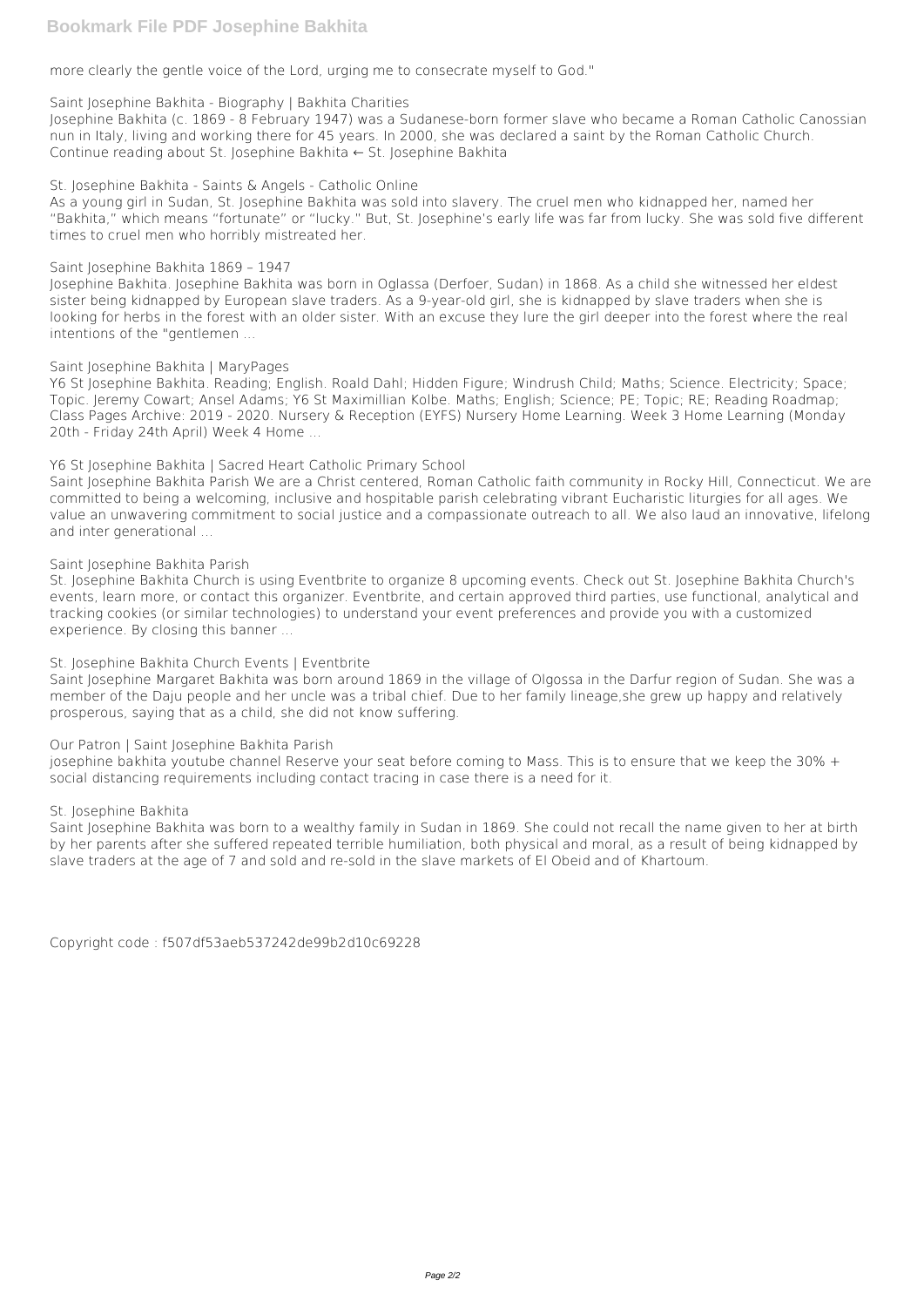more clearly the gentle voice of the Lord, urging me to consecrate myself to God."

Saint Josephine Bakhita - Biography | Bakhita Charities

Josephine Bakhita (c. 1869 - 8 February 1947) was a Sudanese-born former slave who became a Roman Catholic Canossian nun in Italy, living and working there for 45 years. In 2000, she was declared a saint by the Roman Catholic Church. Continue reading about St. Josephine Bakhita ← St. Josephine Bakhita

St. Josephine Bakhita - Saints & Angels - Catholic Online

As a young girl in Sudan, St. Josephine Bakhita was sold into slavery. The cruel men who kidnapped her, named her "Bakhita," which means "fortunate" or "lucky." But, St. Josephine's early life was far from lucky. She was sold five different times to cruel men who horribly mistreated her.

Saint Josephine Bakhita 1869 – 1947

Josephine Bakhita. Josephine Bakhita was born in Oglassa (Derfoer, Sudan) in 1868. As a child she witnessed her eldest sister being kidnapped by European slave traders. As a 9-year-old girl, she is kidnapped by slave traders when she is looking for herbs in the forest with an older sister. With an excuse they lure the girl deeper into the forest where the real intentions of the "gentlemen ...

Saint Josephine Bakhita | MaryPages

Y6 St Josephine Bakhita. Reading; English. Roald Dahl; Hidden Figure; Windrush Child; Maths; Science. Electricity; Space; Topic. Jeremy Cowart; Ansel Adams; Y6 St Maximillian Kolbe. Maths; English; Science; PE; Topic; RE; Reading Roadmap; Class Pages Archive: 2019 - 2020. Nursery & Reception (EYFS) Nursery Home Learning. Week 3 Home Learning (Monday 20th - Friday 24th April) Week 4 Home ...

Y6 St Josephine Bakhita | Sacred Heart Catholic Primary School

Saint Josephine Bakhita Parish We are a Christ centered, Roman Catholic faith community in Rocky Hill, Connecticut. We are committed to being a welcoming, inclusive and hospitable parish celebrating vibrant Eucharistic liturgies for all ages. We value an unwavering commitment to social justice and a compassionate outreach to all. We also laud an innovative, lifelong and inter generational ...

Saint Josephine Bakhita Parish

St. Josephine Bakhita Church is using Eventbrite to organize 8 upcoming events. Check out St. Josephine Bakhita Church's events, learn more, or contact this organizer. Eventbrite, and certain approved third parties, use functional, analytical and tracking cookies (or similar technologies) to understand your event preferences and provide you with a customized experience. By closing this banner ...

St. Josephine Bakhita Church Events | Eventbrite

Saint Josephine Margaret Bakhita was born around 1869 in the village of Olgossa in the Darfur region of Sudan. She was a member of the Daju people and her uncle was a tribal chief. Due to her family lineage,she grew up happy and relatively prosperous, saying that as a child, she did not know suffering.

Our Patron | Saint Josephine Bakhita Parish

josephine bakhita youtube channel Reserve your seat before coming to Mass. This is to ensure that we keep the 30% + social distancing requirements including contact tracing in case there is a need for it.

St. Josephine Bakhita

Saint Josephine Bakhita was born to a wealthy family in Sudan in 1869. She could not recall the name given to her at birth by her parents after she suffered repeated terrible humiliation, both physical and moral, as a result of being kidnapped by slave traders at the age of 7 and sold and re-sold in the slave markets of El Obeid and of Khartoum.

Copyright code : f507df53aeb537242de99b2d10c69228